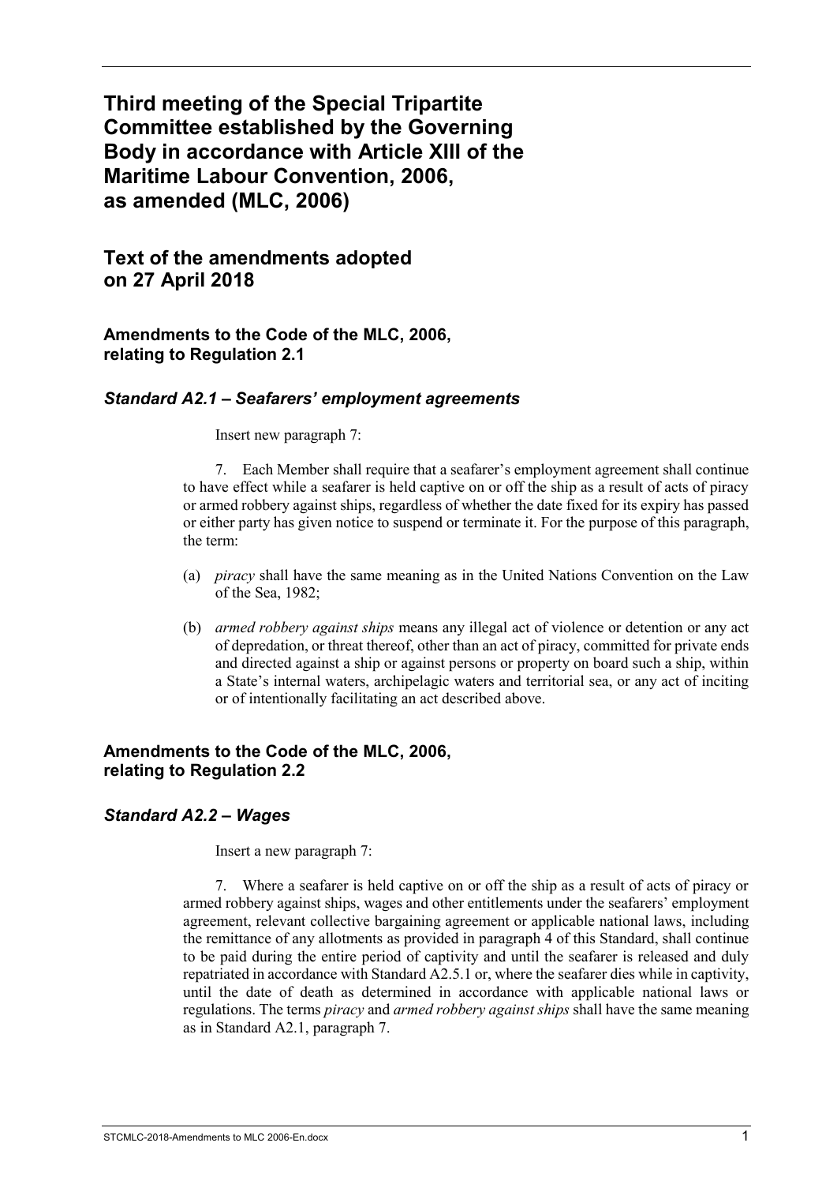# Third meeting of the Special Tripartite Committee established by the Governing Body in accordance with Article XIII of the Maritime Labour Convention, 2006, as amended (MLC, 2006)

## Text of the amendments adopted on 27 April 2018

### Amendments to the Code of the MLC, 2006, relating to Regulation 2.1

#### *Standard A2.1 – Seafarers' employment agreements*

Insert new paragraph 7:

7. Each Member shall require that a seafarer's employment agreement shall continue to have effect while a seafarer is held captive on or off the ship as a result of acts of piracy or armed robbery against ships, regardless of whether the date fixed for its expiry has passed or either party has given notice to suspend or terminate it. For the purpose of this paragraph, the term:

(a) *piracy* shall have the same meaning as in the United Nations Convention on the Law of the Sea, 1982;

(b) *armed robbery against ships* means any illegal act of violence or detention or any act of depredation, or threat thereof, other than an act of piracy, committed for private ends and directed against a ship or against persons or property on board such a ship, within a State's internal waters, archipelagic waters and territorial sea, or any act of inciting or of intentionally facilitating an act described above.

### Amendments to the Code of the MLC, 2006, relating to Regulation 2.2

#### *Standard A2.2 – Wages*

Insert a new paragraph 7:

7. Where a seafarer is held captive on or off the ship as a result of acts of piracy or armed robbery against ships, wages and other entitlements under the seafarers' employment agreement, relevant collective bargaining agreement or applicable national laws, including the remittance of any allotments as provided in paragraph 4 of this Standard, shall continue to be paid during the entire period of captivity and until the seafarer is released and duly repatriated in accordance with Standard A2.5.1 or, where the seafarer dies while in captivity, until the date of death as determined in accordance with applicable national laws or regulations. The terms *piracy* and *armed robbery against ships* shall have the same meaning as in Standard A2.1, paragraph 7.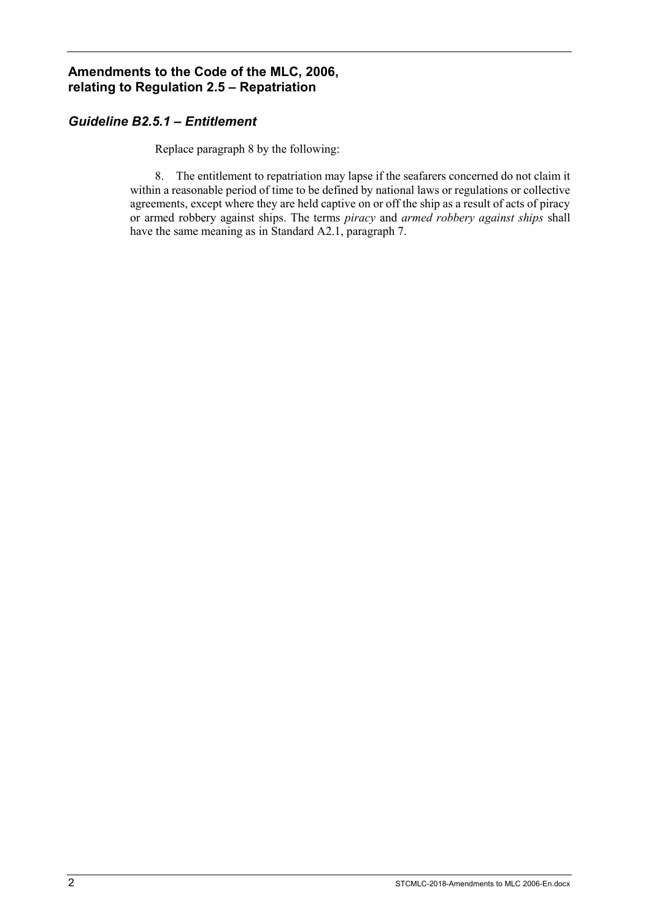## Amendments to the Code of the MLC, 2006, relating to Regulation 2.5 – Repatriation

### *Guideline B2.5.1 – Entitlement*

Replace paragraph 8 by the following:

8. The entitlement to repatriation may lapse if the seafarers concerned do not claim it within a reasonable period of time to be defined by national laws or regulations or collective agreements, except where they are held captive on or off the ship as a result of acts of piracy or armed robbery against ships. The terms *piracy* and *armed robbery against ships* shall have the same meaning as in Standard A2.1, paragraph 7.